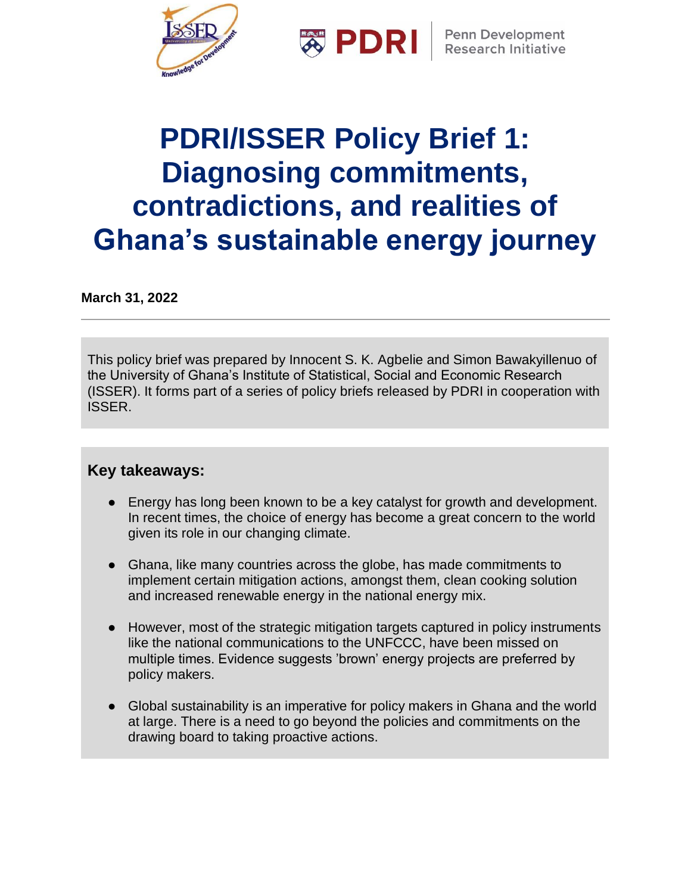# PDRI/ISSER Policy Brief 1: Diagnosing commitments, contradictions, and realities of Ghana's sustainable energy journey

**March 31, 2022**

---

This policy brief was prepared by Innocent S. K. Agbelie and Simon Bawakyillenuo of the University of Ghana's Institute of Statistical, Social and Economic Research (ISSER). It forms part of a series of policy briefs released by PDRI in cooperation with ISSER.

## Key takeaways:

- Energy has long been known to be a key catalyst for growth and development. In recent times, the choice of energy has become a great concern to the world given its role in our changing climate.
- Ghana, like many countries across the globe, has made commitments to implement certain mitigation actions, amongst them, clean cooking solution and increased renewable energy in the national energy mix.
- However, most of the strategic mitigation targets captured in policy instruments like the national communications to the UNFCCC, have been missed on multiple times. Evidence suggests 'brown' energy projects are preferred by policy makers.
- Global sustainability is an imperative for policy makers in Ghana and the world at large. There is a need to go beyond the policies and commitments on the drawing board to taking proactive actions.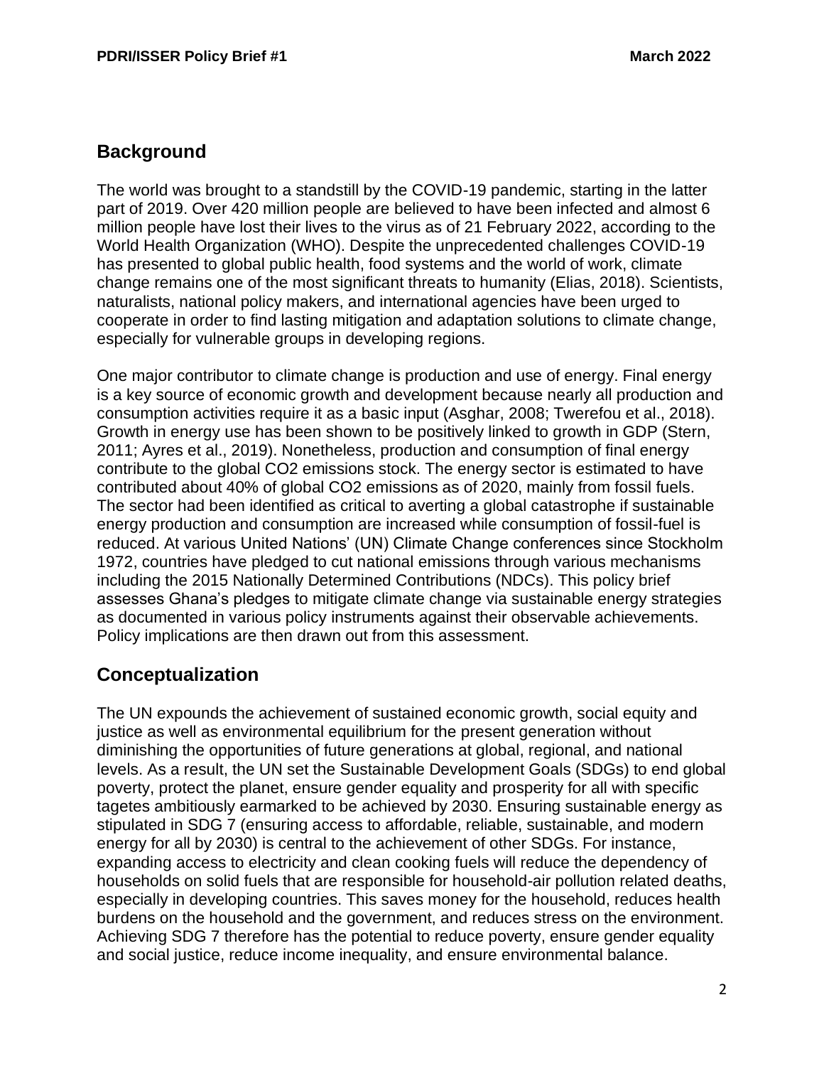## Background

The world was brought to a standstill by the COVID-19 pandemic, starting in the latter part of 2019. Over 420 million people are believed to have been infected and almost 6 million people have lost their lives to the virus as of 21 February 2022, according to the World Health Organization (WHO). Despite the unprecedented challenges COVID-19 has presented to global public health, food systems and the world of work, climate change remains one of the most significant threats to humanity (Elias, 2018). Scientists, naturalists, national policy makers, and international agencies have been urged to cooperate in order to find lasting mitigation and adaptation solutions to climate change, especially for vulnerable groups in developing regions.

One major contributor to climate change is production and use of energy. Final energy is a key source of economic growth and development because nearly all production and consumption activities require it as a basic input (Asghar, 2008; Twerefou et al., 2018). Growth in energy use has been shown to be positively linked to growth in GDP (Stern, 2011; Ayres et al., 2019). Nonetheless, production and consumption of final energy contribute to the global $CO_2$ emissions stock. The energy sector is estimated to have contributed about 40% of global $CO_2$ emissions as of 2020, mainly from fossil fuels. The sector had been identified as critical to averting a global catastrophe if sustainable energy production and consumption are increased while consumption of fossil-fuel is reduced. At various United Nations' (UN) Climate Change conferences since Stockholm 1972, countries have pledged to cut national emissions through various mechanisms including the 2015 Nationally Determined Contributions (NDCs). This policy brief assesses Ghana's pledges to mitigate climate change via sustainable energy strategies as documented in various policy instruments against their observable achievements. Policy implications are then drawn out from this assessment.

## Conceptualization

The UN expounds the achievement of sustained economic growth, social equity and justice as well as environmental equilibrium for the present generation without diminishing the opportunities of future generations at global, regional, and national levels. As a result, the UN set the Sustainable Development Goals (SDGs) to end global poverty, protect the planet, ensure gender equality and prosperity for all with specific tagetes ambitiously earmarked to be achieved by 2030. Ensuring sustainable energy as stipulated in SDG 7 (ensuring access to affordable, reliable, sustainable, and modern energy for all by 2030) is central to the achievement of other SDGs. For instance, expanding access to electricity and clean cooking fuels will reduce the dependency of households on solid fuels that are responsible for household-air pollution related deaths, especially in developing countries. This saves money for the household, reduces health burdens on the household and the government, and reduces stress on the environment. Achieving SDG 7 therefore has the potential to reduce poverty, ensure gender equality and social justice, reduce income inequality, and ensure environmental balance.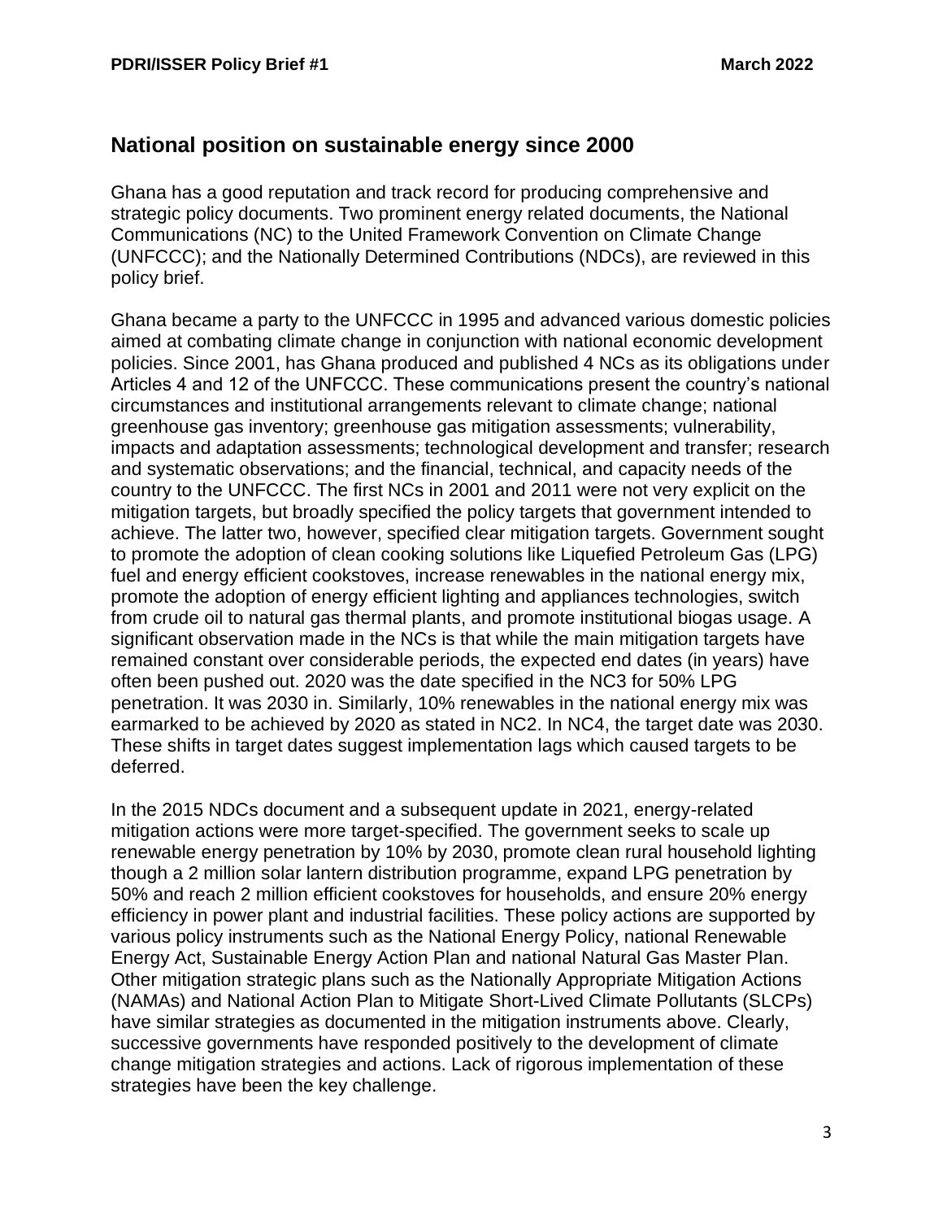## National position on sustainable energy since 2000

Ghana has a good reputation and track record for producing comprehensive and strategic policy documents. Two prominent energy related documents, the National Communications (NC) to the United Framework Convention on Climate Change (UNFCCC); and the Nationally Determined Contributions (NDCs), are reviewed in this policy brief.

Ghana became a party to the UNFCCC in 1995 and advanced various domestic policies aimed at combating climate change in conjunction with national economic development policies. Since 2001, has Ghana produced and published 4 NCs as its obligations under Articles 4 and 12 of the UNFCCC. These communications present the country's national circumstances and institutional arrangements relevant to climate change; national greenhouse gas inventory; greenhouse gas mitigation assessments; vulnerability, impacts and adaptation assessments; technological development and transfer; research and systematic observations; and the financial, technical, and capacity needs of the country to the UNFCCC. The first NCs in 2001 and 2011 were not very explicit on the mitigation targets, but broadly specified the policy targets that government intended to achieve. The latter two, however, specified clear mitigation targets. Government sought to promote the adoption of clean cooking solutions like Liquefied Petroleum Gas (LPG) fuel and energy efficient cookstoves, increase renewables in the national energy mix, promote the adoption of energy efficient lighting and appliances technologies, switch from crude oil to natural gas thermal plants, and promote institutional biogas usage. A significant observation made in the NCs is that while the main mitigation targets have remained constant over considerable periods, the expected end dates (in years) have often been pushed out. 2020 was the date specified in the NC3 for 50% LPG penetration. It was 2030 in. Similarly, 10% renewables in the national energy mix was earmarked to be achieved by 2020 as stated in NC2. In NC4, the target date was 2030. These shifts in target dates suggest implementation lags which caused targets to be deferred.

In the 2015 NDCs document and a subsequent update in 2021, energy-related mitigation actions were more target-specified. The government seeks to scale up renewable energy penetration by 10% by 2030, promote clean rural household lighting though a 2 million solar lantern distribution programme, expand LPG penetration by 50% and reach 2 million efficient cookstoves for households, and ensure 20% energy efficiency in power plant and industrial facilities. These policy actions are supported by various policy instruments such as the National Energy Policy, national Renewable Energy Act, Sustainable Energy Action Plan and national Natural Gas Master Plan. Other mitigation strategic plans such as the Nationally Appropriate Mitigation Actions (NAMAs) and National Action Plan to Mitigate Short-Lived Climate Pollutants (SLCPs) have similar strategies as documented in the mitigation instruments above. Clearly, successive governments have responded positively to the development of climate change mitigation strategies and actions. Lack of rigorous implementation of these strategies have been the key challenge.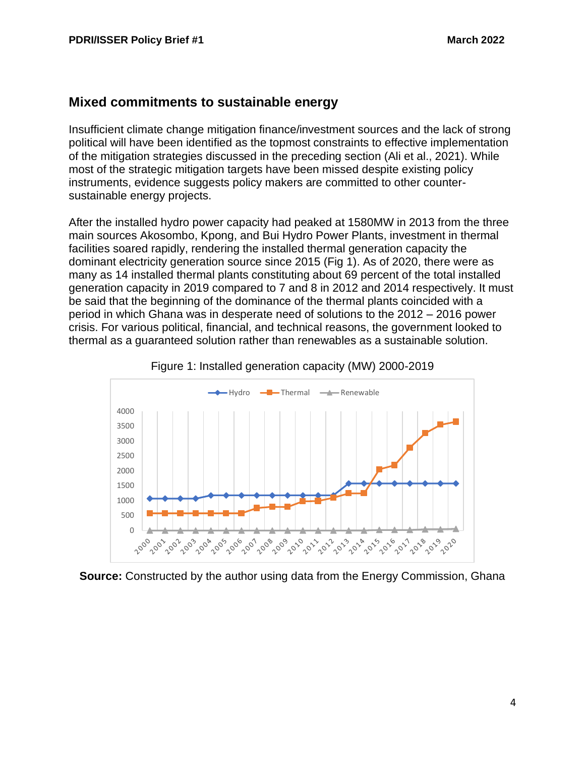## Mixed commitments to sustainable energy

Insufficient climate change mitigation finance/investment sources and the lack of strong political will have been identified as the topmost constraints to effective implementation of the mitigation strategies discussed in the preceding section (Ali et al., 2021). While most of the strategic mitigation targets have been missed despite existing policy instruments, evidence suggests policy makers are committed to other counter-sustainable energy projects.

After the installed hydro power capacity had peaked at 1580MW in 2013 from the three main sources Akosombo, Kpong, and Bui Hydro Power Plants, investment in thermal facilities soared rapidly, rendering the installed thermal generation capacity the dominant electricity generation source since 2015 (Fig 1). As of 2020, there were as many as 14 installed thermal plants constituting about 69 percent of the total installed generation capacity in 2019 compared to 7 and 8 in 2012 and 2014 respectively. It must be said that the beginning of the dominance of the thermal plants coincided with a period in which Ghana was in desperate need of solutions to the 2012 – 2016 power crisis. For various political, financial, and technical reasons, the government looked to thermal as a guaranteed solution rather than renewables as a sustainable solution.

Figure 1: Installed generation capacity (MW) 2000-2019

**Source:** Constructed by the author using data from the Energy Commission, Ghana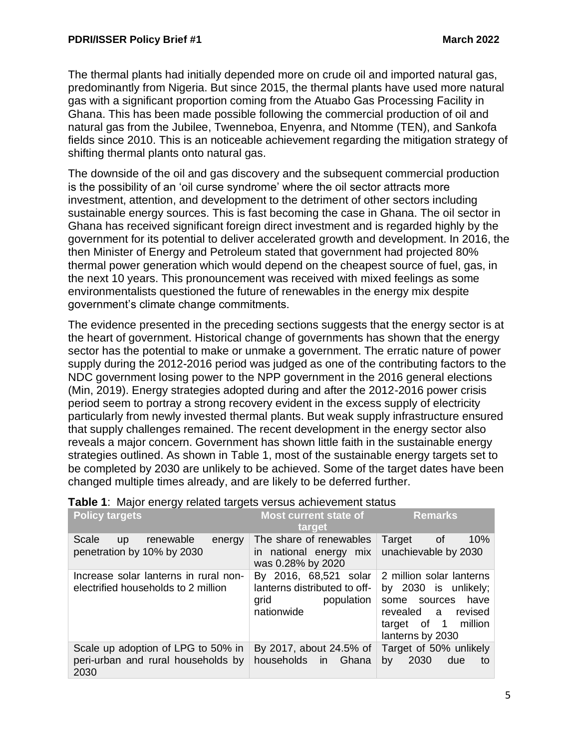The thermal plants had initially depended more on crude oil and imported natural gas, predominantly from Nigeria. But since 2015, the thermal plants have used more natural gas with a significant proportion coming from the Atuabo Gas Processing Facility in Ghana. This has been made possible following the commercial production of oil and natural gas from the Jubilee, Twenneboa, Enyenra, and Ntomme (TEN), and Sankofa fields since 2010. This is an noticeable achievement regarding the mitigation strategy of shifting thermal plants onto natural gas.

The downside of the oil and gas discovery and the subsequent commercial production is the possibility of an 'oil curse syndrome' where the oil sector attracts more investment, attention, and development to the detriment of other sectors including sustainable energy sources. This is fast becoming the case in Ghana. The oil sector in Ghana has received significant foreign direct investment and is regarded highly by the government for its potential to deliver accelerated growth and development. In 2016, the then Minister of Energy and Petroleum stated that government had projected 80% thermal power generation which would depend on the cheapest source of fuel, gas, in the next 10 years. This pronouncement was received with mixed feelings as some environmentalists questioned the future of renewables in the energy mix despite government's climate change commitments.

The evidence presented in the preceding sections suggests that the energy sector is at the heart of government. Historical change of governments has shown that the energy sector has the potential to make or unmake a government. The erratic nature of power supply during the 2012-2016 period was judged as one of the contributing factors to the NDC government losing power to the NPP government in the 2016 general elections (Min, 2019). Energy strategies adopted during and after the 2012-2016 power crisis period seem to portray a strong recovery evident in the excess supply of electricity particularly from newly invested thermal plants. But weak supply infrastructure ensured that supply challenges remained. The recent development in the energy sector also reveals a major concern. Government has shown little faith in the sustainable energy strategies outlined. As shown in Table 1, most of the sustainable energy targets set to be completed by 2030 are unlikely to be achieved. Some of the target dates have been changed multiple times already, and are likely to be deferred further.

**Table 1**: Major energy related targets versus achievement status

| Policy targets | Most current state of target | Remarks |
|---|---|---|
| Scale up renewable energy penetration by 10% by 2030 | The share of renewables in national energy mix was 0.28% by 2020 | Target of 10% unachievable by 2030 |
| Increase solar lanterns in rural non-electrified households to 2 million | By 2016, 68,521 solar lanterns distributed to off-grid population nationwide | 2 million solar lanterns by 2030 is unlikely; some sources have revealed a revised target of 1 million lanterns by 2030 |
| Scale up adoption of LPG to 50% in peri-urban and rural households by 2030 | By 2017, about 24.5% of households in Ghana | Target of 50% unlikely by 2030 due to |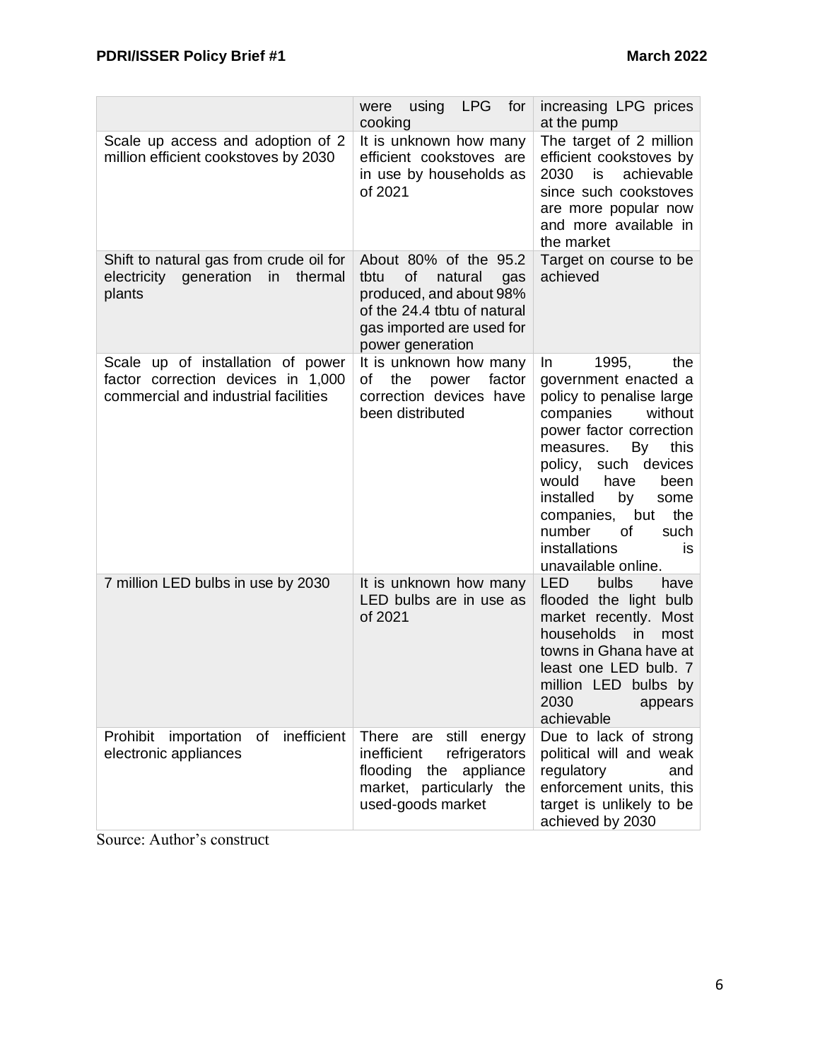| | | |
|---|---|---|
| | were using LPG for cooking | increasing LPG prices at the pump |
| Scale up access and adoption of 2 million efficient cookstoves by 2030 | It is unknown how many efficient cookstoves are in use by households as of 2021 | The target of 2 million efficient cookstoves by 2030 is achievable since such cookstoves are more popular now and more available in the market |
| Shift to natural gas from crude oil for electricity generation in thermal plants | About 80% of the 95.2 tbtu of natural gas produced, and about 98% of the 24.4 tbtu of natural gas imported are used for power generation | Target on course to be achieved |
| Scale up of installation of power factor correction devices in 1,000 commercial and industrial facilities | It is unknown how many of the power factor correction devices have been distributed | In 1995, the government enacted a policy to penalise large companies without power factor correction measures. By this policy, such devices would have been installed by some companies, but the number of such installations is unavailable online. |
| 7 million LED bulbs in use by 2030 | It is unknown how many LED bulbs are in use as of 2021 | LED bulbs have flooded the light bulb market recently. Most households in most towns in Ghana have at least one LED bulb. 7 million LED bulbs by 2030 appears achievable |
| Prohibit importation of inefficient electronic appliances | There are still energy inefficient refrigerators flooding the appliance market, particularly the used-goods market | Due to lack of strong political will and weak regulatory and enforcement units, this target is unlikely to be achieved by 2030 |

Source: Author's construct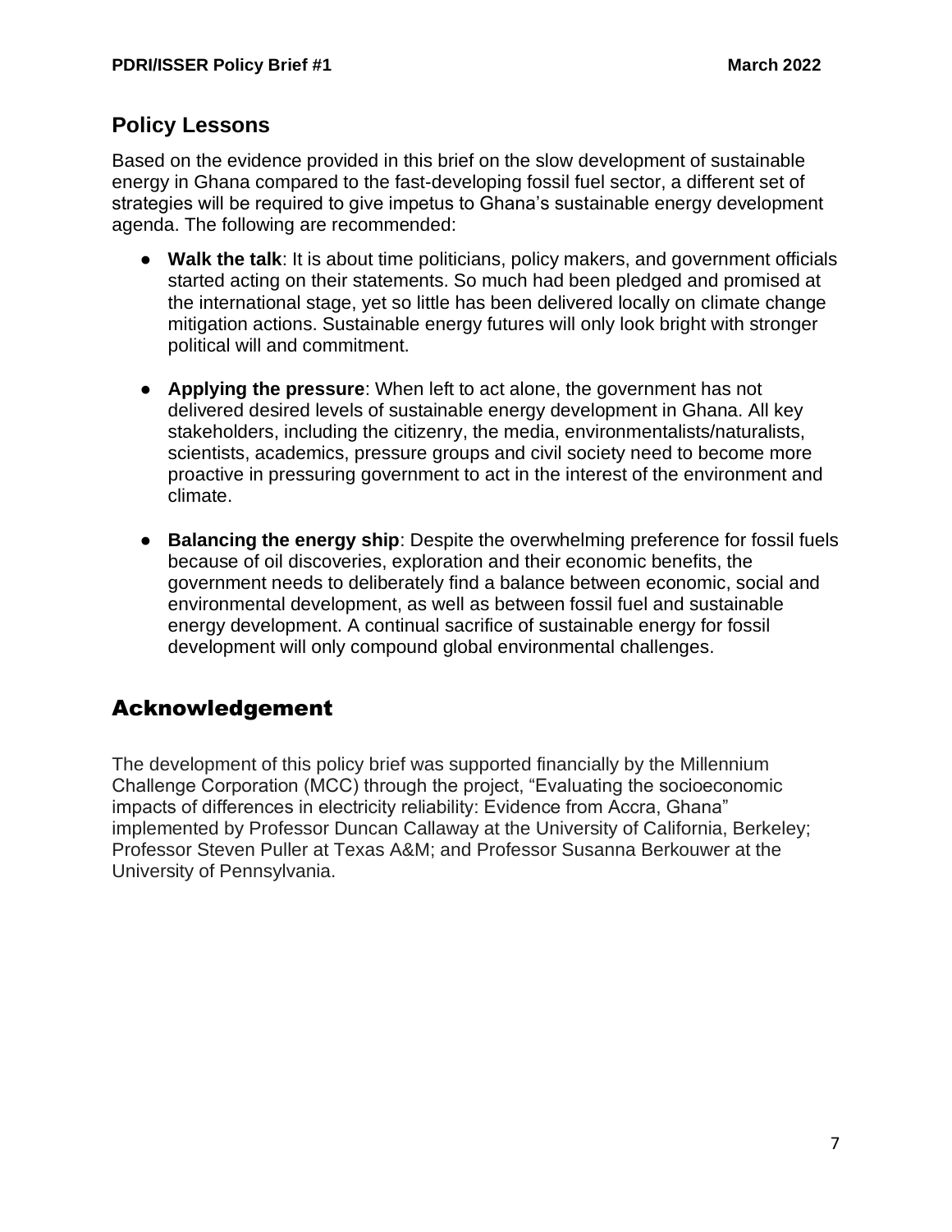## Policy Lessons

Based on the evidence provided in this brief on the slow development of sustainable energy in Ghana compared to the fast-developing fossil fuel sector, a different set of strategies will be required to give impetus to Ghana's sustainable energy development agenda. The following are recommended:

- **Walk the talk**: It is about time politicians, policy makers, and government officials started acting on their statements. So much had been pledged and promised at the international stage, yet so little has been delivered locally on climate change mitigation actions. Sustainable energy futures will only look bright with stronger political will and commitment.

- **Applying the pressure**: When left to act alone, the government has not delivered desired levels of sustainable energy development in Ghana. All key stakeholders, including the citizenry, the media, environmentalists/naturalists, scientists, academics, pressure groups and civil society need to become more proactive in pressuring government to act in the interest of the environment and climate.

- **Balancing the energy ship**: Despite the overwhelming preference for fossil fuels because of oil discoveries, exploration and their economic benefits, the government needs to deliberately find a balance between economic, social and environmental development, as well as between fossil fuel and sustainable energy development. A continual sacrifice of sustainable energy for fossil development will only compound global environmental challenges.

## Acknowledgement

The development of this policy brief was supported financially by the Millennium Challenge Corporation (MCC) through the project, "Evaluating the socioeconomic impacts of differences in electricity reliability: Evidence from Accra, Ghana" implemented by Professor Duncan Callaway at the University of California, Berkeley; Professor Steven Puller at Texas A&M; and Professor Susanna Berkouwer at the University of Pennsylvania.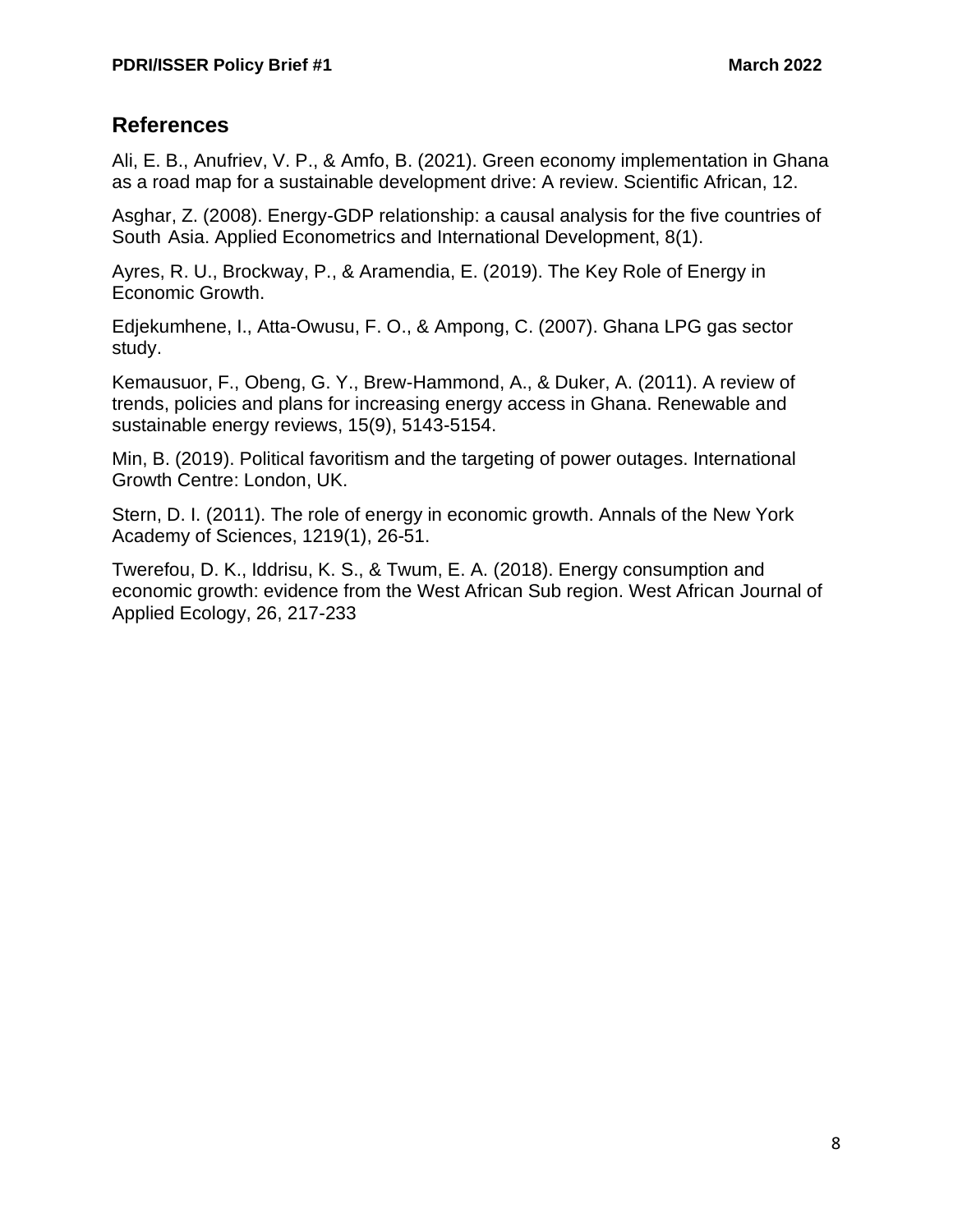## References

Ali, E. B., Anufriev, V. P., & Amfo, B. (2021). Green economy implementation in Ghana as a road map for a sustainable development drive: A review. Scientific African, 12.

Asghar, Z. (2008). Energy-GDP relationship: a causal analysis for the five countries of South Asia. Applied Econometrics and International Development, 8(1).

Ayres, R. U., Brockway, P., & Aramendia, E. (2019). The Key Role of Energy in Economic Growth.

Edjekumhene, I., Atta-Owusu, F. O., & Ampong, C. (2007). Ghana LPG gas sector study.

Kemausuor, F., Obeng, G. Y., Brew-Hammond, A., & Duker, A. (2011). A review of trends, policies and plans for increasing energy access in Ghana. Renewable and sustainable energy reviews, 15(9), 5143-5154.

Min, B. (2019). Political favoritism and the targeting of power outages. International Growth Centre: London, UK.

Stern, D. I. (2011). The role of energy in economic growth. Annals of the New York Academy of Sciences, 1219(1), 26-51.

Twerefou, D. K., Iddrisu, K. S., & Twum, E. A. (2018). Energy consumption and economic growth: evidence from the West African Sub region. West African Journal of Applied Ecology, 26, 217-233